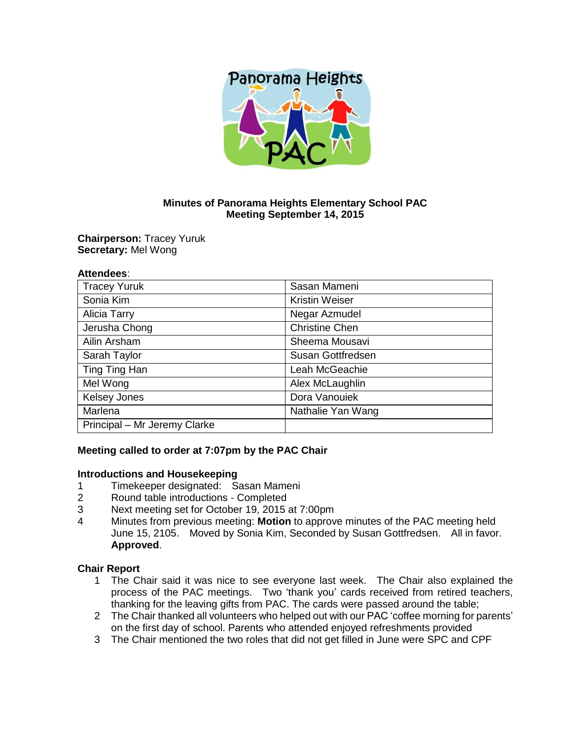# Minutes of Panorama Heights Elementary School PAC
## Meeting September 14, 2015

**Chairperson:** Tracey Yuruk
**Secretary:** Mel Wong

**Attendees**:

| Tracey Yuruk | Sasan Mameni |
|---|---|
| Sonia Kim | Kristin Weiser |
| Alicia Tarry | Negar Azmudel |
| Jerusha Chong | Christine Chen |
| Ailin Arsham | Sheema Mousavi |
| Sarah Taylor | Susan Gottfredsen |
| Ting Ting Han | Leah McGeachie |
| Mel Wong | Alex McLaughlin |
| Kelsey Jones | Dora Vanouiek |
| Marlena | Nathalie Yan Wang |
| Principal – Mr Jeremy Clarke | |

**Meeting called to order at 7:07pm by the PAC Chair**

**Introductions and Housekeeping**

1. Timekeeper designated: Sasan Mameni
2. Round table introductions - Completed
3. Next meeting set for October 19, 2015 at 7:00pm
4. Minutes from previous meeting: **Motion** to approve minutes of the PAC meeting held June 15, 2105. Moved by Sonia Kim, Seconded by Susan Gottfredsen. All in favor. **Approved**.

**Chair Report**

1. The Chair said it was nice to see everyone last week. The Chair also explained the process of the PAC meetings. Two 'thank you' cards received from retired teachers, thanking for the leaving gifts from PAC. The cards were passed around the table;
2. The Chair thanked all volunteers who helped out with our PAC 'coffee morning for parents' on the first day of school. Parents who attended enjoyed refreshments provided
3. The Chair mentioned the two roles that did not get filled in June were SPC and CPF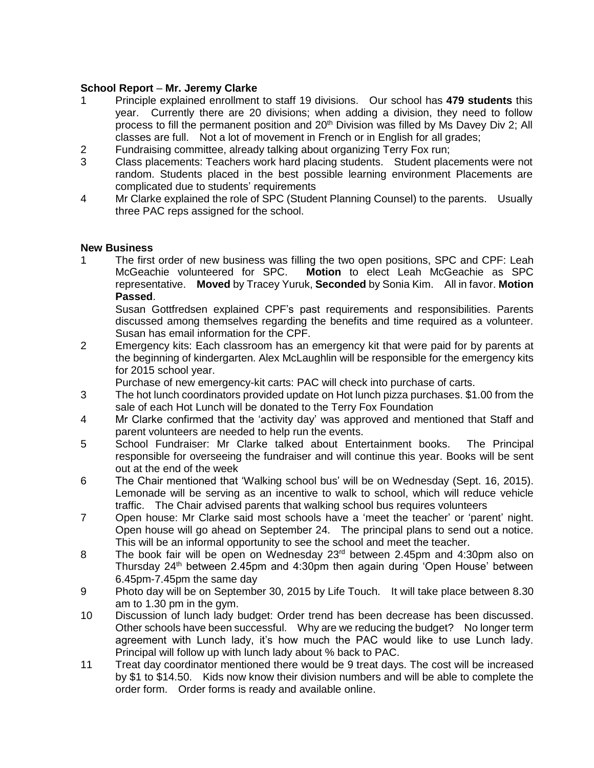**School Report** – **Mr. Jeremy Clarke**

1. Principle explained enrollment to staff 19 divisions. Our school has **479 students** this year. Currently there are 20 divisions; when adding a division, they need to follow process to fill the permanent position and 20th Division was filled by Ms Davey Div 2; All classes are full. Not a lot of movement in French or in English for all grades;
2. Fundraising committee, already talking about organizing Terry Fox run;
3. Class placements: Teachers work hard placing students. Student placements were not random. Students placed in the best possible learning environment Placements are complicated due to students' requirements
4. Mr Clarke explained the role of SPC (Student Planning Counsel) to the parents. Usually three PAC reps assigned for the school.

**New Business**

1. The first order of new business was filling the two open positions, SPC and CPF: Leah McGeachie volunteered for SPC. **Motion** to elect Leah McGeachie as SPC representative. **Moved** by Tracey Yuruk, **Seconded** by Sonia Kim. All in favor. **Motion Passed**.

   Susan Gottfredsen explained CPF's past requirements and responsibilities. Parents discussed among themselves regarding the benefits and time required as a volunteer. Susan has email information for the CPF.
2. Emergency kits: Each classroom has an emergency kit that were paid for by parents at the beginning of kindergarten. Alex McLaughlin will be responsible for the emergency kits for 2015 school year.

   Purchase of new emergency-kit carts: PAC will check into purchase of carts.
3. The hot lunch coordinators provided update on Hot lunch pizza purchases. $1.00 from the sale of each Hot Lunch will be donated to the Terry Fox Foundation
4. Mr Clarke confirmed that the 'activity day' was approved and mentioned that Staff and parent volunteers are needed to help run the events.
5. School Fundraiser: Mr Clarke talked about Entertainment books. The Principal responsible for overseeing the fundraiser and will continue this year. Books will be sent out at the end of the week
6. The Chair mentioned that 'Walking school bus' will be on Wednesday (Sept. 16, 2015). Lemonade will be serving as an incentive to walk to school, which will reduce vehicle traffic. The Chair advised parents that walking school bus requires volunteers
7. Open house: Mr Clarke said most schools have a 'meet the teacher' or 'parent' night. Open house will go ahead on September 24. The principal plans to send out a notice. This will be an informal opportunity to see the school and meet the teacher.
8. The book fair will be open on Wednesday 23rd between 2.45pm and 4:30pm also on Thursday 24th between 2.45pm and 4:30pm then again during 'Open House' between 6.45pm-7.45pm the same day
9. Photo day will be on September 30, 2015 by Life Touch. It will take place between 8.30 am to 1.30 pm in the gym.
10. Discussion of lunch lady budget: Order trend has been decrease has been discussed. Other schools have been successful. Why are we reducing the budget? No longer term agreement with Lunch lady, it's how much the PAC would like to use Lunch lady. Principal will follow up with lunch lady about % back to PAC.
11. Treat day coordinator mentioned there would be 9 treat days. The cost will be increased by $1 to $14.50. Kids now know their division numbers and will be able to complete the order form. Order forms is ready and available online.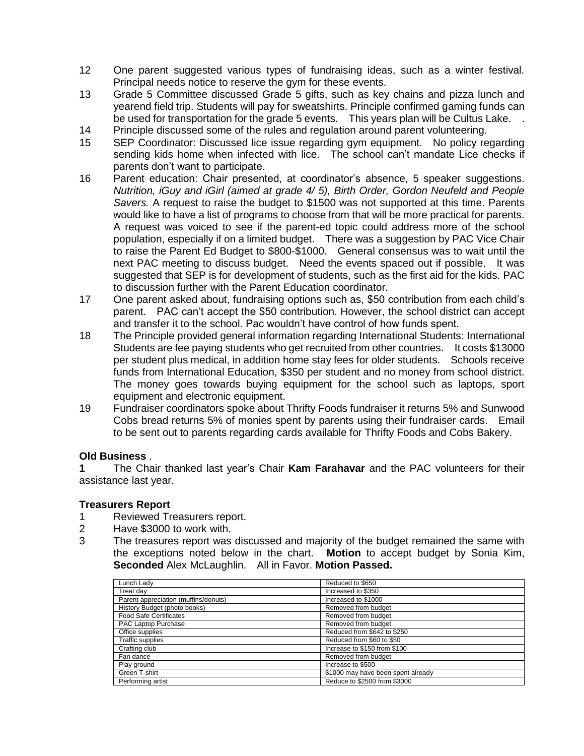12 One parent suggested various types of fundraising ideas, such as a winter festival. Principal needs notice to reserve the gym for these events.

13 Grade 5 Committee discussed Grade 5 gifts, such as key chains and pizza lunch and yearend field trip. Students will pay for sweatshirts. Principle confirmed gaming funds can be used for transportation for the grade 5 events. This years plan will be Cultus Lake. .

14 Principle discussed some of the rules and regulation around parent volunteering.

15 SEP Coordinator: Discussed lice issue regarding gym equipment. No policy regarding sending kids home when infected with lice. The school can't mandate Lice checks if parents don't want to participate.

16 Parent education: Chair presented, at coordinator's absence, 5 speaker suggestions. *Nutrition, iGuy and iGirl (aimed at grade 4/ 5), Birth Order, Gordon Neufeld and People Savers.* A request to raise the budget to $1500 was not supported at this time. Parents would like to have a list of programs to choose from that will be more practical for parents. A request was voiced to see if the parent-ed topic could address more of the school population, especially if on a limited budget. There was a suggestion by PAC Vice Chair to raise the Parent Ed Budget to $800-$1000. General consensus was to wait until the next PAC meeting to discuss budget. Need the events spaced out if possible. It was suggested that SEP is for development of students, such as the first aid for the kids. PAC to discussion further with the Parent Education coordinator.

17 One parent asked about, fundraising options such as, $50 contribution from each child's parent. PAC can't accept the $50 contribution. However, the school district can accept and transfer it to the school. Pac wouldn't have control of how funds spent.

18 The Principle provided general information regarding International Students: International Students are fee paying students who get recruited from other countries. It costs $13000 per student plus medical, in addition home stay fees for older students. Schools receive funds from International Education, $350 per student and no money from school district. The money goes towards buying equipment for the school such as laptops, sport equipment and electronic equipment.

19 Fundraiser coordinators spoke about Thrifty Foods fundraiser it returns 5% and Sunwood Cobs bread returns 5% of monies spent by parents using their fundraiser cards. Email to be sent out to parents regarding cards available for Thrifty Foods and Cobs Bakery.

**Old Business** .

**1** The Chair thanked last year's Chair **Kam Farahavar** and the PAC volunteers for their assistance last year.

**Treasurers Report**

1 Reviewed Treasurers report.

2 Have $3000 to work with.

3 The treasures report was discussed and majority of the budget remained the same with the exceptions noted below in the chart. **Motion** to accept budget by Sonia Kim, **Seconded** Alex McLaughlin. All in Favor. **Motion Passed.**

| Item | Change |
|---|---|
| Lunch Lady | Reduced to $650 |
| Treat day | Increased to $350 |
| Parent appreciation (muffins/donuts) | Increased to $1000 |
| History Budget (photo books) | Removed from budget |
| Food Safe Certificates | Removed from budget |
| PAC Laptop Purchase | Removed from budget |
| Office supplies | Reduced from $642 to $250 |
| Traffic supplies | Reduced from $60 to $50 |
| Crafting club | Increase to $150 from $100 |
| Fan dance | Removed from budget |
| Play ground | Increase to $500 |
| Green T-shirt | $1000 may have been spent already |
| Performing artist | Reduce to $2500 from $3000 |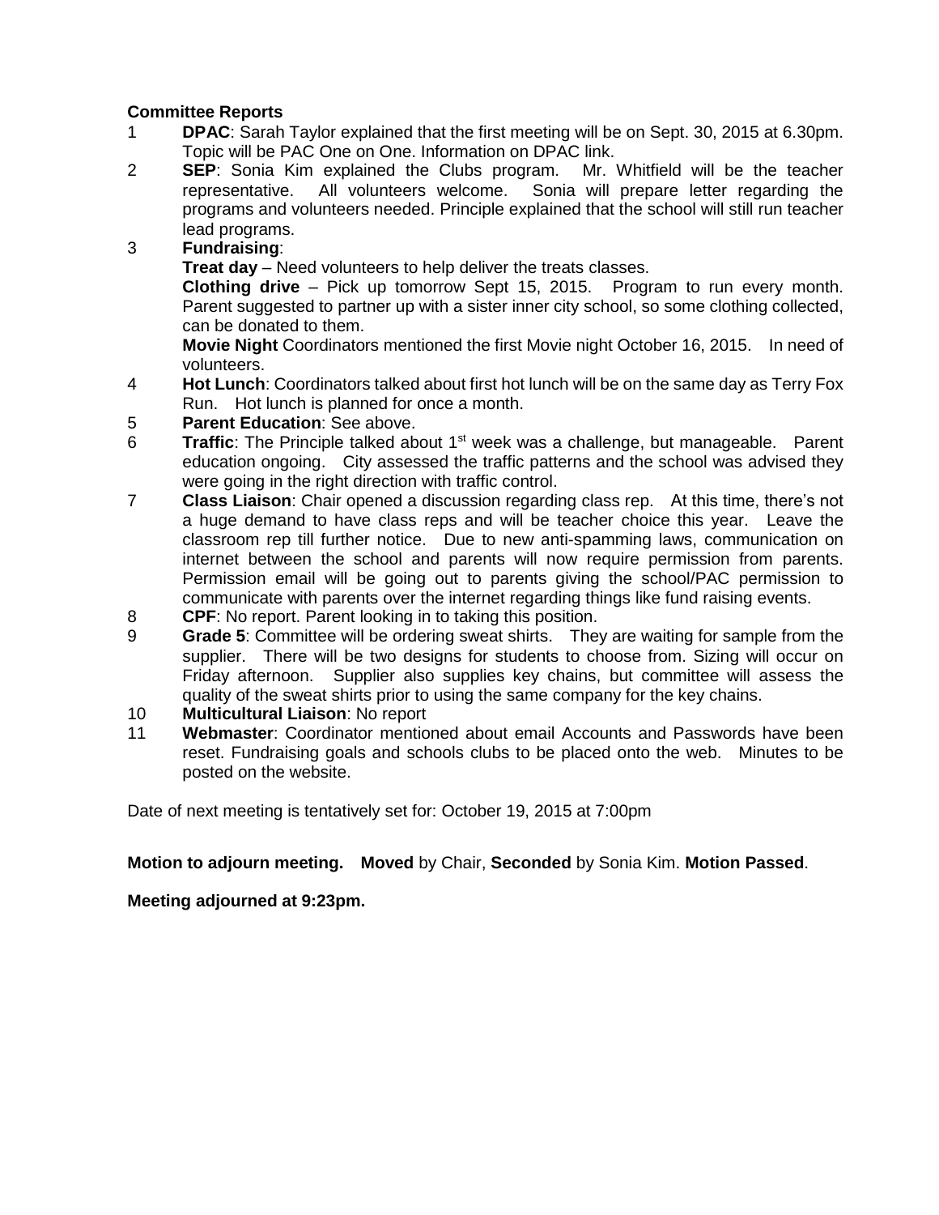**Committee Reports**

1. **DPAC**: Sarah Taylor explained that the first meeting will be on Sept. 30, 2015 at 6.30pm. Topic will be PAC One on One. Information on DPAC link.
2. **SEP**: Sonia Kim explained the Clubs program. Mr. Whitfield will be the teacher representative. All volunteers welcome. Sonia will prepare letter regarding the programs and volunteers needed. Principle explained that the school will still run teacher lead programs.
3. **Fundraising**:

   **Treat day** – Need volunteers to help deliver the treats classes.

   **Clothing drive** – Pick up tomorrow Sept 15, 2015. Program to run every month. Parent suggested to partner up with a sister inner city school, so some clothing collected, can be donated to them.

   **Movie Night** Coordinators mentioned the first Movie night October 16, 2015. In need of volunteers.
4. **Hot Lunch**: Coordinators talked about first hot lunch will be on the same day as Terry Fox Run. Hot lunch is planned for once a month.
5. **Parent Education**: See above.
6. **Traffic**: The Principle talked about 1st week was a challenge, but manageable. Parent education ongoing. City assessed the traffic patterns and the school was advised they were going in the right direction with traffic control.
7. **Class Liaison**: Chair opened a discussion regarding class rep. At this time, there's not a huge demand to have class reps and will be teacher choice this year. Leave the classroom rep till further notice. Due to new anti-spamming laws, communication on internet between the school and parents will now require permission from parents. Permission email will be going out to parents giving the school/PAC permission to communicate with parents over the internet regarding things like fund raising events.
8. **CPF**: No report. Parent looking in to taking this position.
9. **Grade 5**: Committee will be ordering sweat shirts. They are waiting for sample from the supplier. There will be two designs for students to choose from. Sizing will occur on Friday afternoon. Supplier also supplies key chains, but committee will assess the quality of the sweat shirts prior to using the same company for the key chains.
10. **Multicultural Liaison**: No report
11. **Webmaster**: Coordinator mentioned about email Accounts and Passwords have been reset. Fundraising goals and schools clubs to be placed onto the web. Minutes to be posted on the website.

Date of next meeting is tentatively set for: October 19, 2015 at 7:00pm

**Motion to adjourn meeting. Moved** by Chair, **Seconded** by Sonia Kim. **Motion Passed**.

**Meeting adjourned at 9:23pm.**